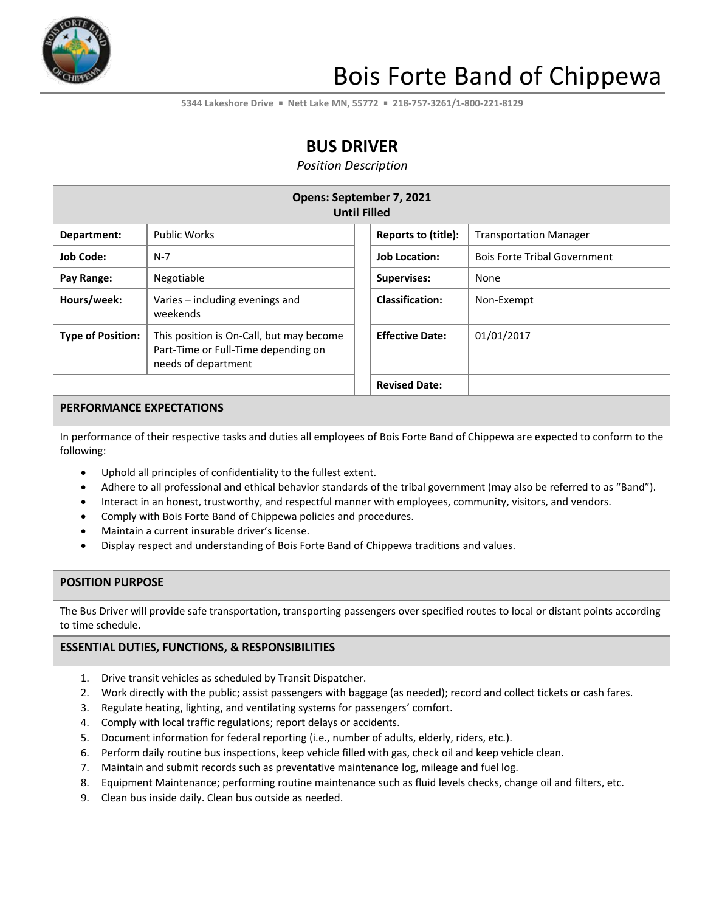# Bois Forte Band of Chippewa

5344 Lakeshore Drive ▪ Nett Lake MN, 55772 ▪ 218-757-3261/1-800-221-8129

## BUS DRIVER

*Position Description*

| Opens: September 7, 2021<br>Until Filled | | | |
|---|---|---|---|
| **Department:** | Public Works | **Reports to (title):** | Transportation Manager |
| **Job Code:** | N-7 | **Job Location:** | Bois Forte Tribal Government |
| **Pay Range:** | Negotiable | **Supervises:** | None |
| **Hours/week:** | Varies – including evenings and weekends | **Classification:** | Non-Exempt |
| **Type of Position:** | This position is On-Call, but may become Part-Time or Full-Time depending on needs of department | **Effective Date:** | 01/01/2017 |
| | | **Revised Date:** | |

### PERFORMANCE EXPECTATIONS

In performance of their respective tasks and duties all employees of Bois Forte Band of Chippewa are expected to conform to the following:

- Uphold all principles of confidentiality to the fullest extent.
- Adhere to all professional and ethical behavior standards of the tribal government (may also be referred to as "Band").
- Interact in an honest, trustworthy, and respectful manner with employees, community, visitors, and vendors.
- Comply with Bois Forte Band of Chippewa policies and procedures.
- Maintain a current insurable driver's license.
- Display respect and understanding of Bois Forte Band of Chippewa traditions and values.

### POSITION PURPOSE

The Bus Driver will provide safe transportation, transporting passengers over specified routes to local or distant points according to time schedule.

### ESSENTIAL DUTIES, FUNCTIONS, & RESPONSIBILITIES

1. Drive transit vehicles as scheduled by Transit Dispatcher.
2. Work directly with the public; assist passengers with baggage (as needed); record and collect tickets or cash fares.
3. Regulate heating, lighting, and ventilating systems for passengers' comfort.
4. Comply with local traffic regulations; report delays or accidents.
5. Document information for federal reporting (i.e., number of adults, elderly, riders, etc.).
6. Perform daily routine bus inspections, keep vehicle filled with gas, check oil and keep vehicle clean.
7. Maintain and submit records such as preventative maintenance log, mileage and fuel log.
8. Equipment Maintenance; performing routine maintenance such as fluid levels checks, change oil and filters, etc.
9. Clean bus inside daily. Clean bus outside as needed.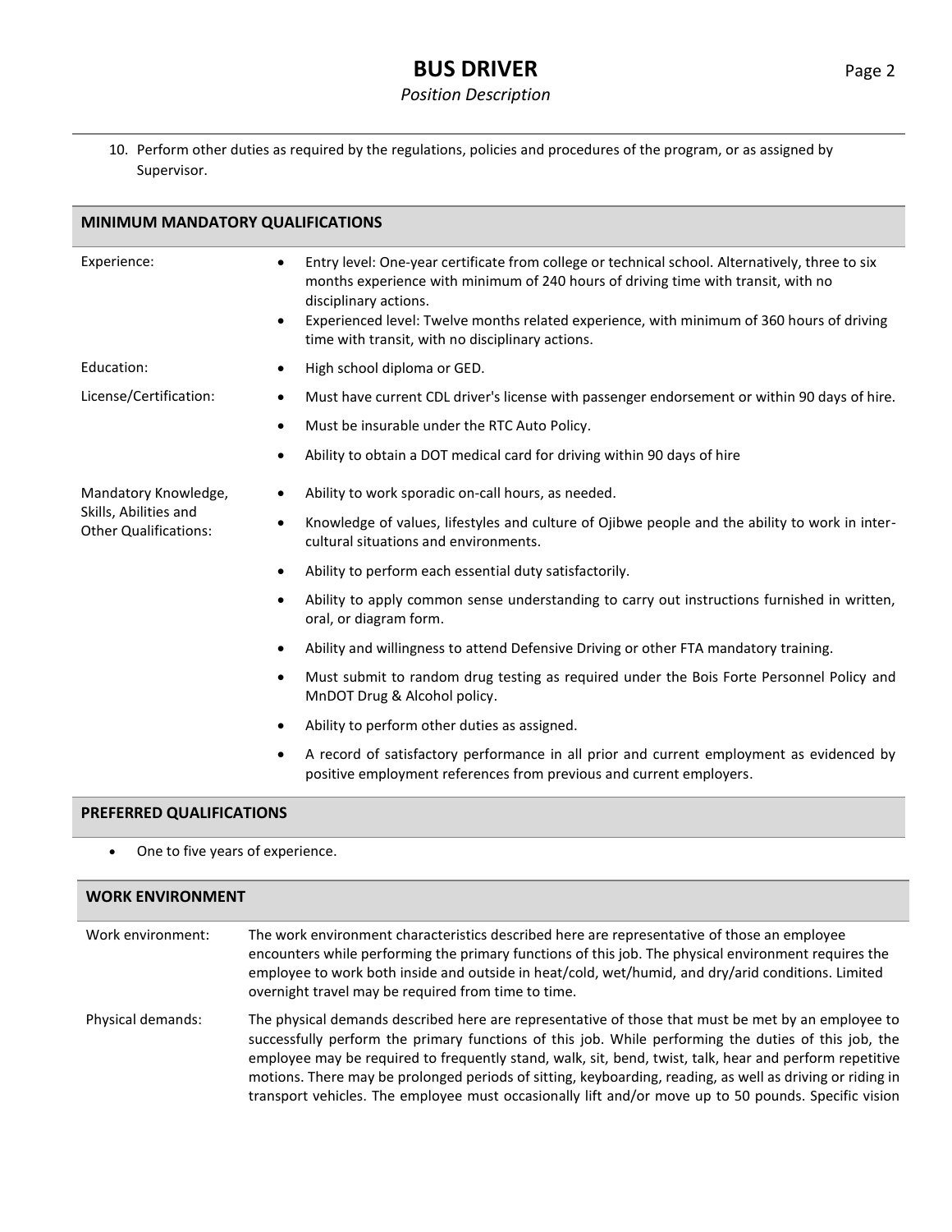10. Perform other duties as required by the regulations, policies and procedures of the program, or as assigned by Supervisor.

## MINIMUM MANDATORY QUALIFICATIONS

**Experience:**

- Entry level: One-year certificate from college or technical school. Alternatively, three to six months experience with minimum of 240 hours of driving time with transit, with no disciplinary actions.
- Experienced level: Twelve months related experience, with minimum of 360 hours of driving time with transit, with no disciplinary actions.

**Education:**

- High school diploma or GED.

**License/Certification:**

- Must have current CDL driver's license with passenger endorsement or within 90 days of hire.
- Must be insurable under the RTC Auto Policy.
- Ability to obtain a DOT medical card for driving within 90 days of hire

**Mandatory Knowledge, Skills, Abilities and Other Qualifications:**

- Ability to work sporadic on-call hours, as needed.
- Knowledge of values, lifestyles and culture of Ojibwe people and the ability to work in inter-cultural situations and environments.
- Ability to perform each essential duty satisfactorily.
- Ability to apply common sense understanding to carry out instructions furnished in written, oral, or diagram form.
- Ability and willingness to attend Defensive Driving or other FTA mandatory training.
- Must submit to random drug testing as required under the Bois Forte Personnel Policy and MnDOT Drug & Alcohol policy.
- Ability to perform other duties as assigned.
- A record of satisfactory performance in all prior and current employment as evidenced by positive employment references from previous and current employers.

## PREFERRED QUALIFICATIONS

- One to five years of experience.

## WORK ENVIRONMENT

**Work environment:** The work environment characteristics described here are representative of those an employee encounters while performing the primary functions of this job. The physical environment requires the employee to work both inside and outside in heat/cold, wet/humid, and dry/arid conditions. Limited overnight travel may be required from time to time.

**Physical demands:** The physical demands described here are representative of those that must be met by an employee to successfully perform the primary functions of this job. While performing the duties of this job, the employee may be required to frequently stand, walk, sit, bend, twist, talk, hear and perform repetitive motions. There may be prolonged periods of sitting, keyboarding, reading, as well as driving or riding in transport vehicles. The employee must occasionally lift and/or move up to 50 pounds. Specific vision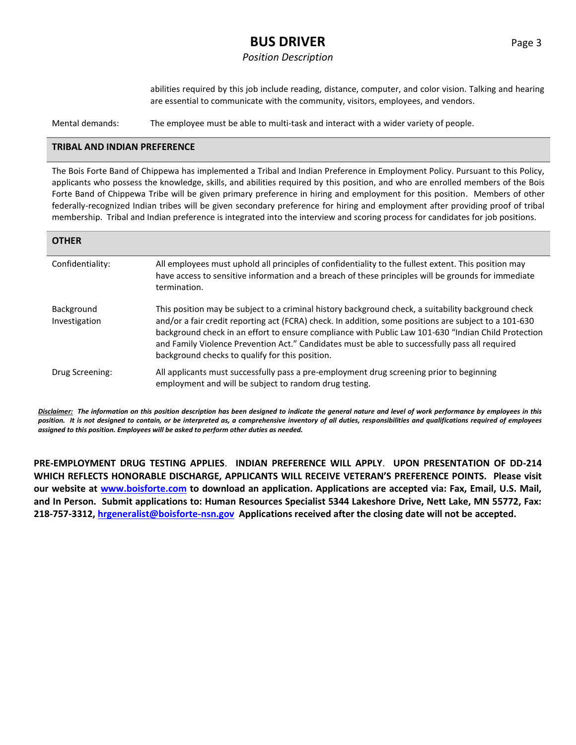abilities required by this job include reading, distance, computer, and color vision. Talking and hearing are essential to communicate with the community, visitors, employees, and vendors.

Mental demands: The employee must be able to multi-task and interact with a wider variety of people.

## TRIBAL AND INDIAN PREFERENCE

The Bois Forte Band of Chippewa has implemented a Tribal and Indian Preference in Employment Policy. Pursuant to this Policy, applicants who possess the knowledge, skills, and abilities required by this position, and who are enrolled members of the Bois Forte Band of Chippewa Tribe will be given primary preference in hiring and employment for this position. Members of other federally-recognized Indian tribes will be given secondary preference for hiring and employment after providing proof of tribal membership. Tribal and Indian preference is integrated into the interview and scoring process for candidates for job positions.

## OTHER

| | |
|---|---|
| Confidentiality: | All employees must uphold all principles of confidentiality to the fullest extent. This position may have access to sensitive information and a breach of these principles will be grounds for immediate termination. |
| Background Investigation | This position may be subject to a criminal history background check, a suitability background check and/or a fair credit reporting act (FCRA) check. In addition, some positions are subject to a 101-630 background check in an effort to ensure compliance with Public Law 101-630 "Indian Child Protection and Family Violence Prevention Act." Candidates must be able to successfully pass all required background checks to qualify for this position. |
| Drug Screening: | All applicants must successfully pass a pre-employment drug screening prior to beginning employment and will be subject to random drug testing. |

***Disclaimer:* The information on this position description has been designed to indicate the general nature and level of work performance by employees in this position. It is not designed to contain, or be interpreted as, a comprehensive inventory of all duties, responsibilities and qualifications required of employees assigned to this position. Employees will be asked to perform other duties as needed.**

**PRE-EMPLOYMENT DRUG TESTING APPLIES. INDIAN PREFERENCE WILL APPLY. UPON PRESENTATION OF DD-214 WHICH REFLECTS HONORABLE DISCHARGE, APPLICANTS WILL RECEIVE VETERAN'S PREFERENCE POINTS. Please visit our website at [www.boisforte.com](http://www.boisforte.com) to download an application. Applications are accepted via: Fax, Email, U.S. Mail, and In Person. Submit applications to: Human Resources Specialist 5344 Lakeshore Drive, Nett Lake, MN 55772, Fax: 218-757-3312, [hrgeneralist@boisforte-nsn.gov](mailto:hrgeneralist@boisforte-nsn.gov) Applications received after the closing date will not be accepted.**